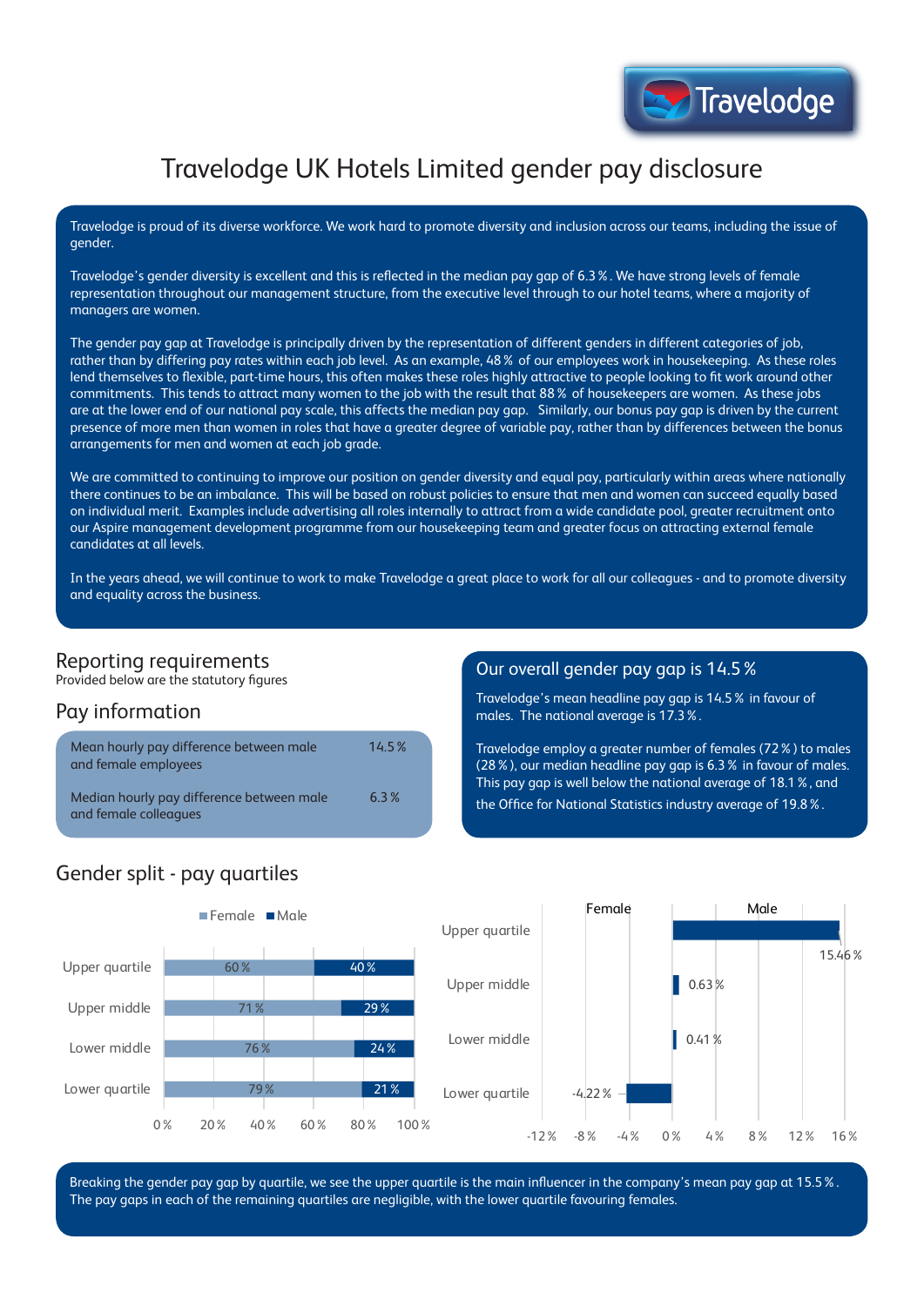# Travelodge UK Hotels Limited gender pay disclosure

Travelodge is proud of its diverse workforce. We work hard to promote diversity and inclusion across our teams, including the issue of gender.

Travelodge's gender diversity is excellent and this is reflected in the median pay gap of 6.3 %. We have strong levels of female representation throughout our management structure, from the executive level through to our hotel teams, where a majority of managers are women.

The gender pay gap at Travelodge is principally driven by the representation of different genders in different categories of job, rather than by differing pay rates within each job level. As an example, 48 % of our employees work in housekeeping. As these roles lend themselves to flexible, part-time hours, this often makes these roles highly attractive to people looking to fit work around other commitments. This tends to attract many women to the job with the result that 88 % of housekeepers are women. As these jobs are at the lower end of our national pay scale, this affects the median pay gap. Similarly, our bonus pay gap is driven by the current presence of more men than women in roles that have a greater degree of variable pay, rather than by differences between the bonus arrangements for men and women at each job grade.

We are committed to continuing to improve our position on gender diversity and equal pay, particularly within areas where nationally there continues to be an imbalance. This will be based on robust policies to ensure that men and women can succeed equally based on individual merit. Examples include advertising all roles internally to attract from a wide candidate pool, greater recruitment onto our Aspire management development programme from our housekeeping team and greater focus on attracting external female candidates at all levels.

In the years ahead, we will continue to work to make Travelodge a great place to work for all our colleagues - and to promote diversity and equality across the business.

## Reporting requirements

Provided below are the statutory figures

## Pay information

| | |
|---|---|
| Mean hourly pay difference between male and female employees | 14.5 % |
| Median hourly pay difference between male and female colleagues | 6.3 % |

## Our overall gender pay gap is 14.5 %

Travelodge's mean headline pay gap is 14.5 % in favour of males. The national average is 17.3 %.

Travelodge employ a greater number of females (72 %) to males (28 %), our median headline pay gap is 6.3 % in favour of males. This pay gap is well below the national average of 18.1 %, and the Office for National Statistics industry average of 19.8 %.

## Gender split - pay quartiles

Female Male

Upper quartile 60 % 40 %

Upper middle 71 % 29 %

Lower middle 76 % 24 %

Lower quartile 79 % 21 %

0 % 20 % 40 % 60 % 80 % 100 %

Female Male

Upper quartile 15.46 %

Upper middle 0.63 %

Lower middle 0.41 %

Lower quartile -4.22 %

-12 % -8 % -4 % 0 % 4 % 8 % 12 % 16 %

Breaking the gender pay gap by quartile, we see the upper quartile is the main influencer in the company's mean pay gap at 15.5 %. The pay gaps in each of the remaining quartiles are negligible, with the lower quartile favouring females.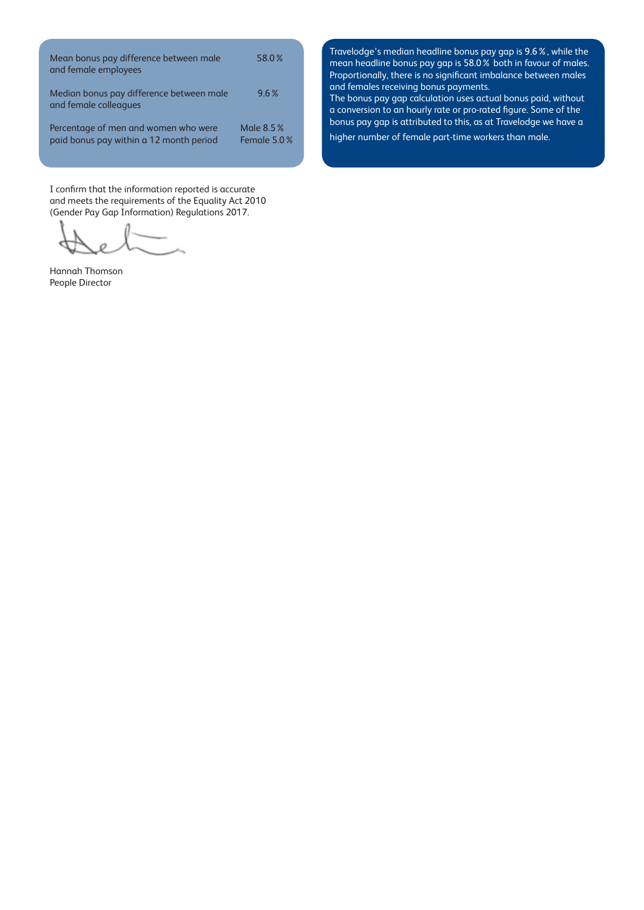| | |
|---|---|
| Mean bonus pay difference between male and female employees | 58.0 % |
| Median bonus pay difference between male and female colleagues | 9.6 % |
| Percentage of men and women who were paid bonus pay within a 12 month period | Male 8.5 %<br>Female 5.0 % |

Travelodge's median headline bonus pay gap is 9.6 %, while the mean headline bonus pay gap is 58.0 % both in favour of males. Proportionally, there is no significant imbalance between males and females receiving bonus payments.
The bonus pay gap calculation uses actual bonus paid, without a conversion to an hourly rate or pro-rated figure. Some of the bonus pay gap is attributed to this, as at Travelodge we have a higher number of female part-time workers than male.

I confirm that the information reported is accurate and meets the requirements of the Equality Act 2010 (Gender Pay Gap Information) Regulations 2017.

Hannah Thomson
People Director